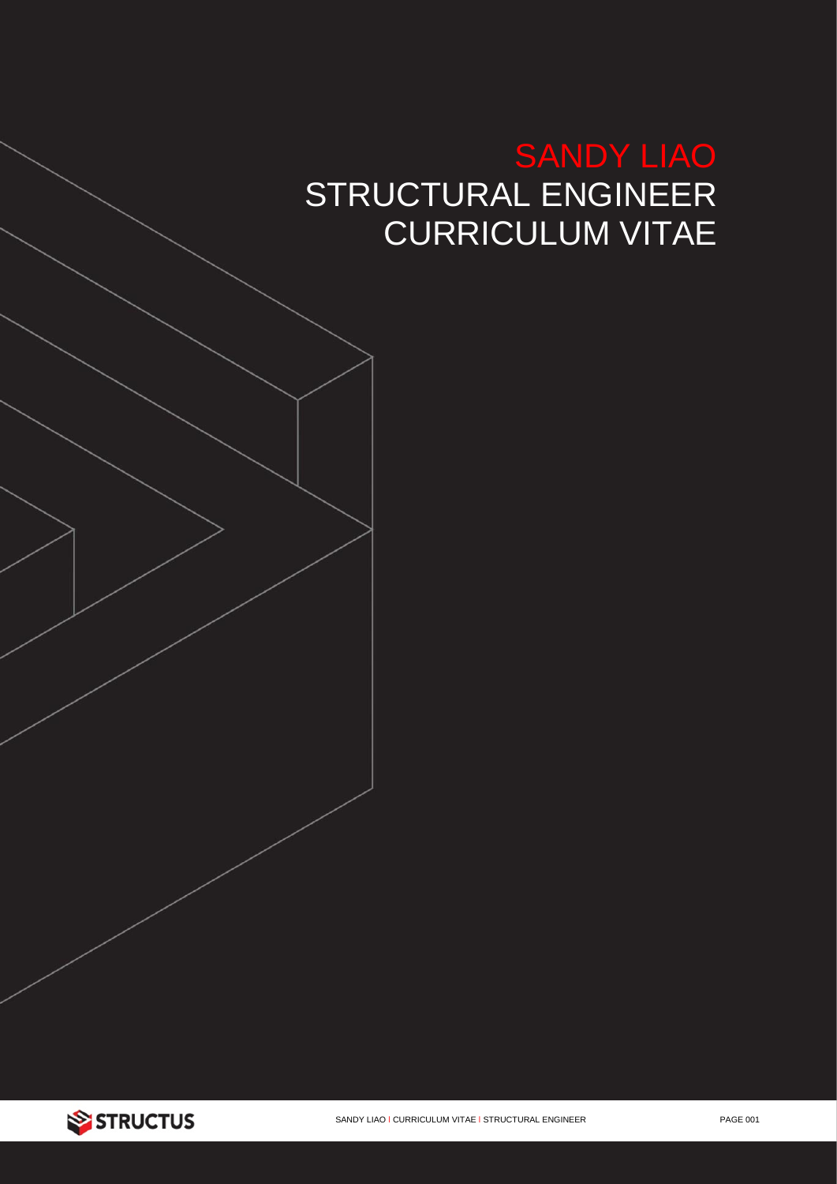# SANDY LIAO

## STRUCTURAL ENGINEER

## CURRICULUM VITAE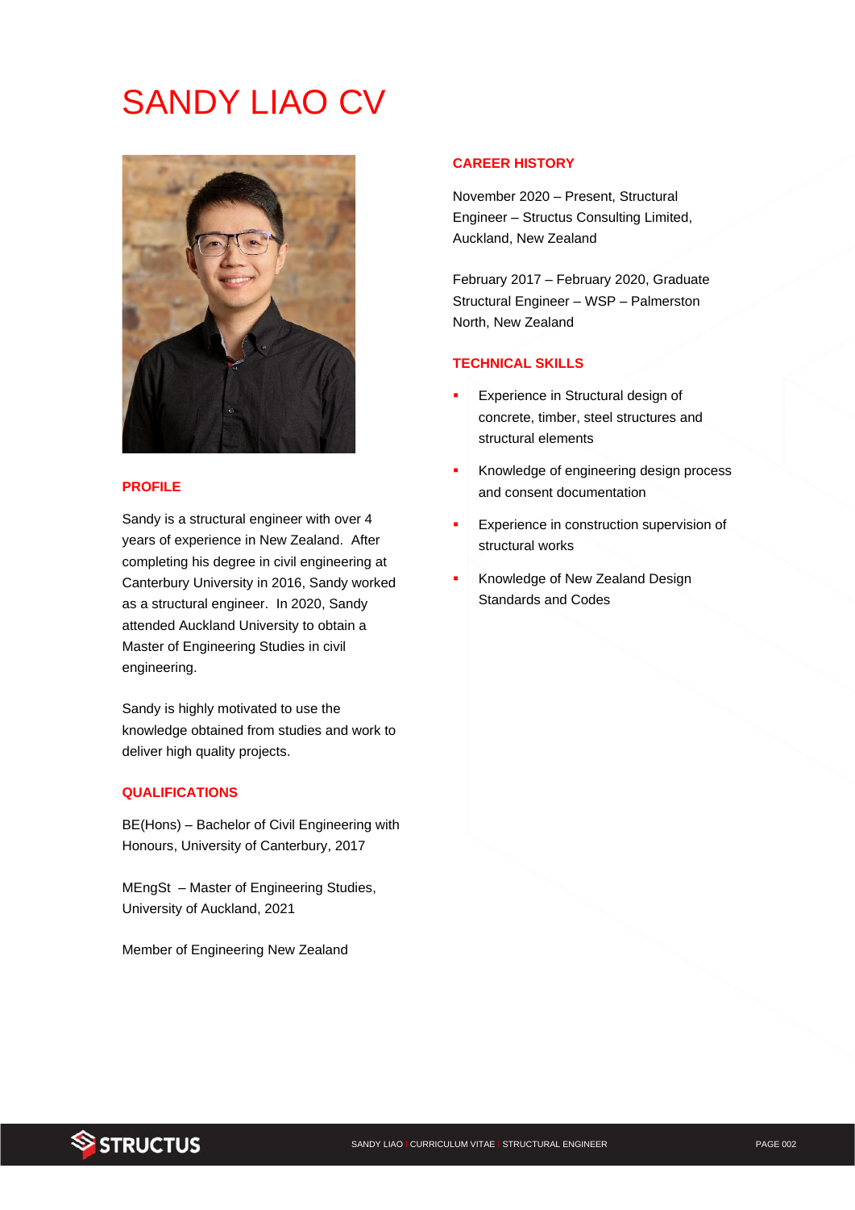# SANDY LIAO CV

## PROFILE

Sandy is a structural engineer with over 4 years of experience in New Zealand. After completing his degree in civil engineering at Canterbury University in 2016, Sandy worked as a structural engineer. In 2020, Sandy attended Auckland University to obtain a Master of Engineering Studies in civil engineering.

Sandy is highly motivated to use the knowledge obtained from studies and work to deliver high quality projects.

## QUALIFICATIONS

BE(Hons) – Bachelor of Civil Engineering with Honours, University of Canterbury, 2017

MEngSt – Master of Engineering Studies, University of Auckland, 2021

Member of Engineering New Zealand

## CAREER HISTORY

November 2020 – Present, Structural Engineer – Structus Consulting Limited, Auckland, New Zealand

February 2017 – February 2020, Graduate Structural Engineer – WSP – Palmerston North, New Zealand

## TECHNICAL SKILLS

- Experience in Structural design of concrete, timber, steel structures and structural elements
- Knowledge of engineering design process and consent documentation
- Experience in construction supervision of structural works
- Knowledge of New Zealand Design Standards and Codes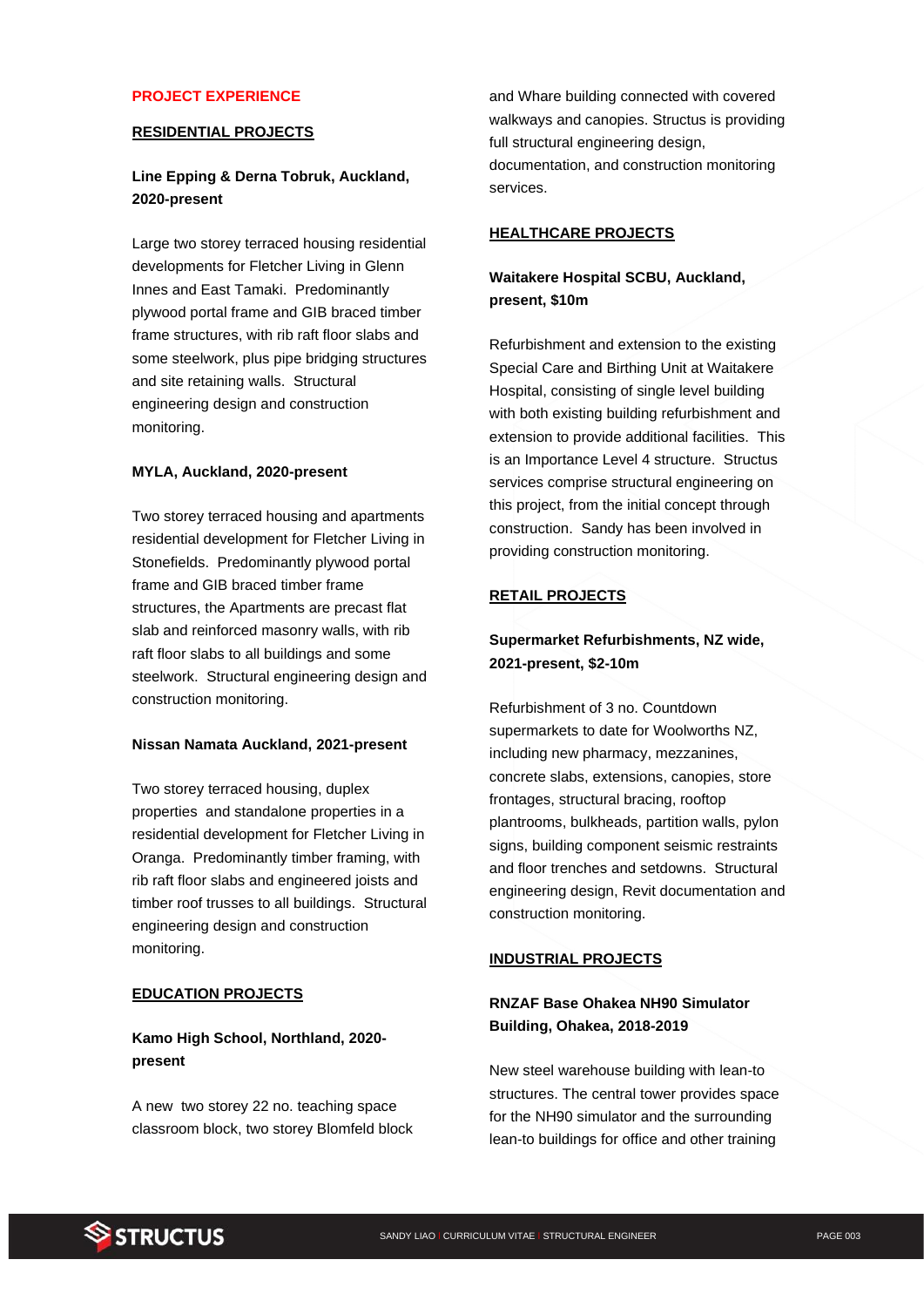## PROJECT EXPERIENCE

### RESIDENTIAL PROJECTS

**Line Epping & Derna Tobruk, Auckland, 2020-present**

Large two storey terraced housing residential developments for Fletcher Living in Glenn Innes and East Tamaki. Predominantly plywood portal frame and GIB braced timber frame structures, with rib raft floor slabs and some steelwork, plus pipe bridging structures and site retaining walls. Structural engineering design and construction monitoring.

**MYLA, Auckland, 2020-present**

Two storey terraced housing and apartments residential development for Fletcher Living in Stonefields. Predominantly plywood portal frame and GIB braced timber frame structures, the Apartments are precast flat slab and reinforced masonry walls, with rib raft floor slabs to all buildings and some steelwork. Structural engineering design and construction monitoring.

**Nissan Namata Auckland, 2021-present**

Two storey terraced housing, duplex properties and standalone properties in a residential development for Fletcher Living in Oranga. Predominantly timber framing, with rib raft floor slabs and engineered joists and timber roof trusses to all buildings. Structural engineering design and construction monitoring.

### EDUCATION PROJECTS

**Kamo High School, Northland, 2020-present**

A new two storey 22 no. teaching space classroom block, two storey Blomfeld block and Whare building connected with covered walkways and canopies. Structus is providing full structural engineering design, documentation, and construction monitoring services.

### HEALTHCARE PROJECTS

**Waitakere Hospital SCBU, Auckland, present, $10m**

Refurbishment and extension to the existing Special Care and Birthing Unit at Waitakere Hospital, consisting of single level building with both existing building refurbishment and extension to provide additional facilities. This is an Importance Level 4 structure. Structus services comprise structural engineering on this project, from the initial concept through construction. Sandy has been involved in providing construction monitoring.

### RETAIL PROJECTS

**Supermarket Refurbishments, NZ wide, 2021-present, $2-10m**

Refurbishment of 3 no. Countdown supermarkets to date for Woolworths NZ, including new pharmacy, mezzanines, concrete slabs, extensions, canopies, store frontages, structural bracing, rooftop plantrooms, bulkheads, partition walls, pylon signs, building component seismic restraints and floor trenches and setdowns. Structural engineering design, Revit documentation and construction monitoring.

### INDUSTRIAL PROJECTS

**RNZAF Base Ohakea NH90 Simulator Building, Ohakea, 2018-2019**

New steel warehouse building with lean-to structures. The central tower provides space for the NH90 simulator and the surrounding lean-to buildings for office and other training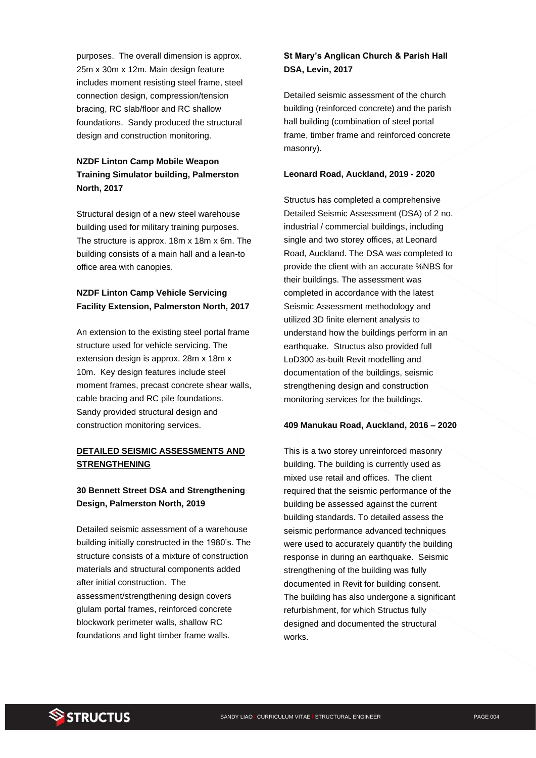purposes. The overall dimension is approx. 25m x 30m x 12m. Main design feature includes moment resisting steel frame, steel connection design, compression/tension bracing, RC slab/floor and RC shallow foundations. Sandy produced the structural design and construction monitoring.

**NZDF Linton Camp Mobile Weapon Training Simulator building, Palmerston North, 2017**

Structural design of a new steel warehouse building used for military training purposes. The structure is approx. 18m x 18m x 6m. The building consists of a main hall and a lean-to office area with canopies.

**NZDF Linton Camp Vehicle Servicing Facility Extension, Palmerston North, 2017**

An extension to the existing steel portal frame structure used for vehicle servicing. The extension design is approx. 28m x 18m x 10m. Key design features include steel moment frames, precast concrete shear walls, cable bracing and RC pile foundations. Sandy provided structural design and construction monitoring services.

## DETAILED SEISMIC ASSESSMENTS AND STRENGTHENING

**30 Bennett Street DSA and Strengthening Design, Palmerston North, 2019**

Detailed seismic assessment of a warehouse building initially constructed in the 1980's. The structure consists of a mixture of construction materials and structural components added after initial construction. The assessment/strengthening design covers glulam portal frames, reinforced concrete blockwork perimeter walls, shallow RC foundations and light timber frame walls.

**St Mary's Anglican Church & Parish Hall DSA, Levin, 2017**

Detailed seismic assessment of the church building (reinforced concrete) and the parish hall building (combination of steel portal frame, timber frame and reinforced concrete masonry).

**Leonard Road, Auckland, 2019 - 2020**

Structus has completed a comprehensive Detailed Seismic Assessment (DSA) of 2 no. industrial / commercial buildings, including single and two storey offices, at Leonard Road, Auckland. The DSA was completed to provide the client with an accurate %NBS for their buildings. The assessment was completed in accordance with the latest Seismic Assessment methodology and utilized 3D finite element analysis to understand how the buildings perform in an earthquake. Structus also provided full LoD300 as-built Revit modelling and documentation of the buildings, seismic strengthening design and construction monitoring services for the buildings.

**409 Manukau Road, Auckland, 2016 – 2020**

This is a two storey unreinforced masonry building. The building is currently used as mixed use retail and offices. The client required that the seismic performance of the building be assessed against the current building standards. To detailed assess the seismic performance advanced techniques were used to accurately quantify the building response in during an earthquake. Seismic strengthening of the building was fully documented in Revit for building consent. The building has also undergone a significant refurbishment, for which Structus fully designed and documented the structural works.